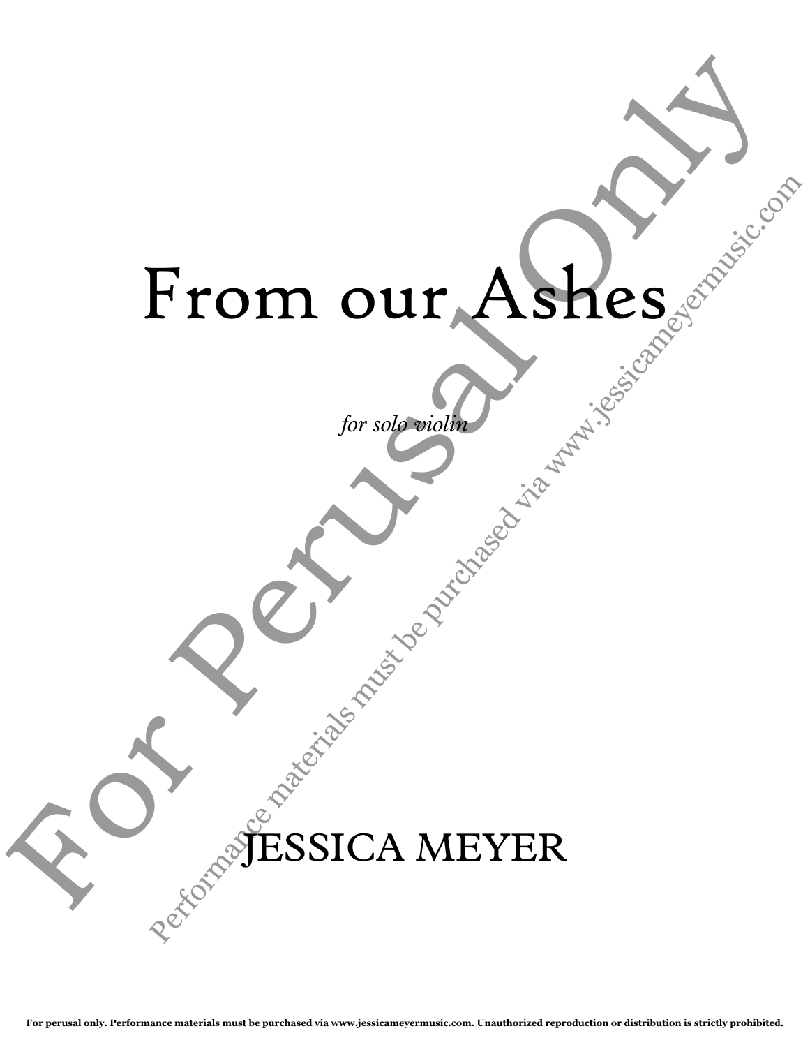# From our Ashes

*for solo violin*

JESSICA MEYER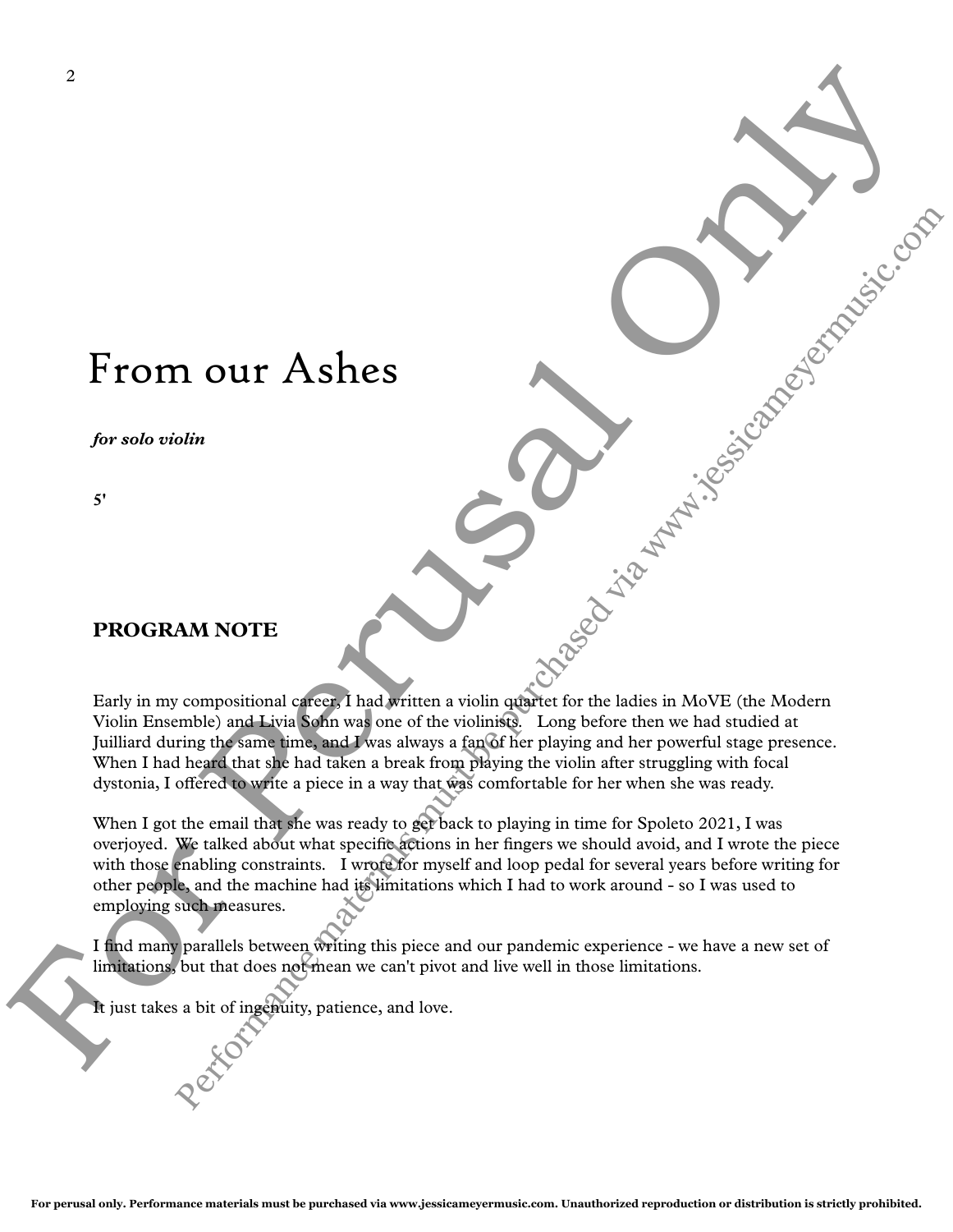# From our Ashes

***for solo violin***

**5'**

## PROGRAM NOTE

Early in my compositional career, I had written a violin quartet for the ladies in MoVE (the Modern Violin Ensemble) and Livia Sohn was one of the violinists. Long before then we had studied at Juilliard during the same time, and I was always a fan of her playing and her powerful stage presence. When I had heard that she had taken a break from playing the violin after struggling with focal dystonia, I offered to write a piece in a way that was comfortable for her when she was ready.

When I got the email that she was ready to get back to playing in time for Spoleto 2021, I was overjoyed. We talked about what specific actions in her fingers we should avoid, and I wrote the piece with those enabling constraints. I wrote for myself and loop pedal for several years before writing for other people, and the machine had its limitations which I had to work around - so I was used to employing such measures.

I find many parallels between writing this piece and our pandemic experience - we have a new set of limitations, but that does not mean we can't pivot and live well in those limitations.

It just takes a bit of ingenuity, patience, and love.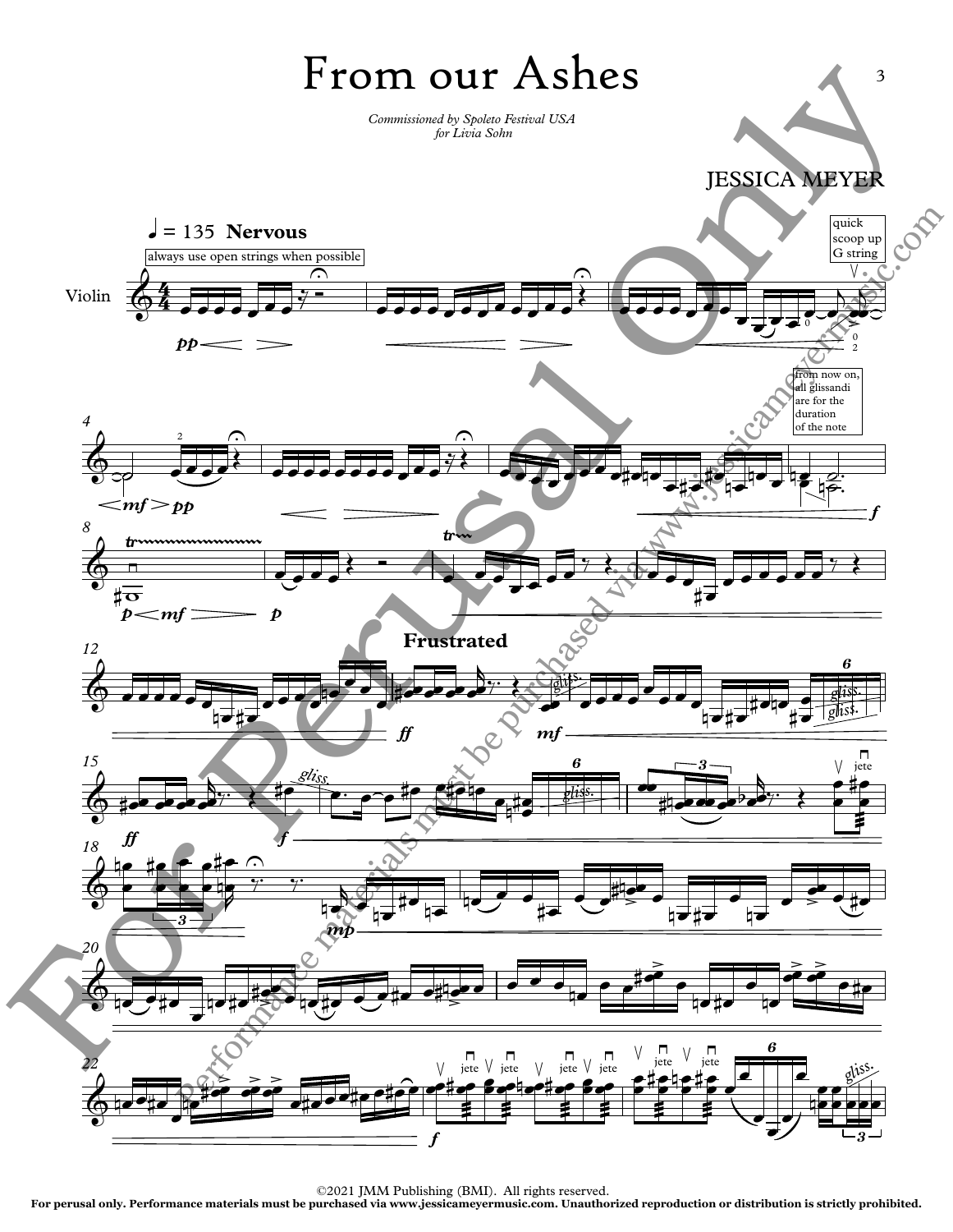# From our Ashes

*Commissioned by Spoleto Festival USA*
*for Livia Sohn*

JESSICA MEYER

©2021 JMM Publishing (BMI). All rights reserved.

**For perusal only. Performance materials must be purchased via www.jessicameyermusic.com. Unauthorized reproduction or distribution is strictly prohibited.**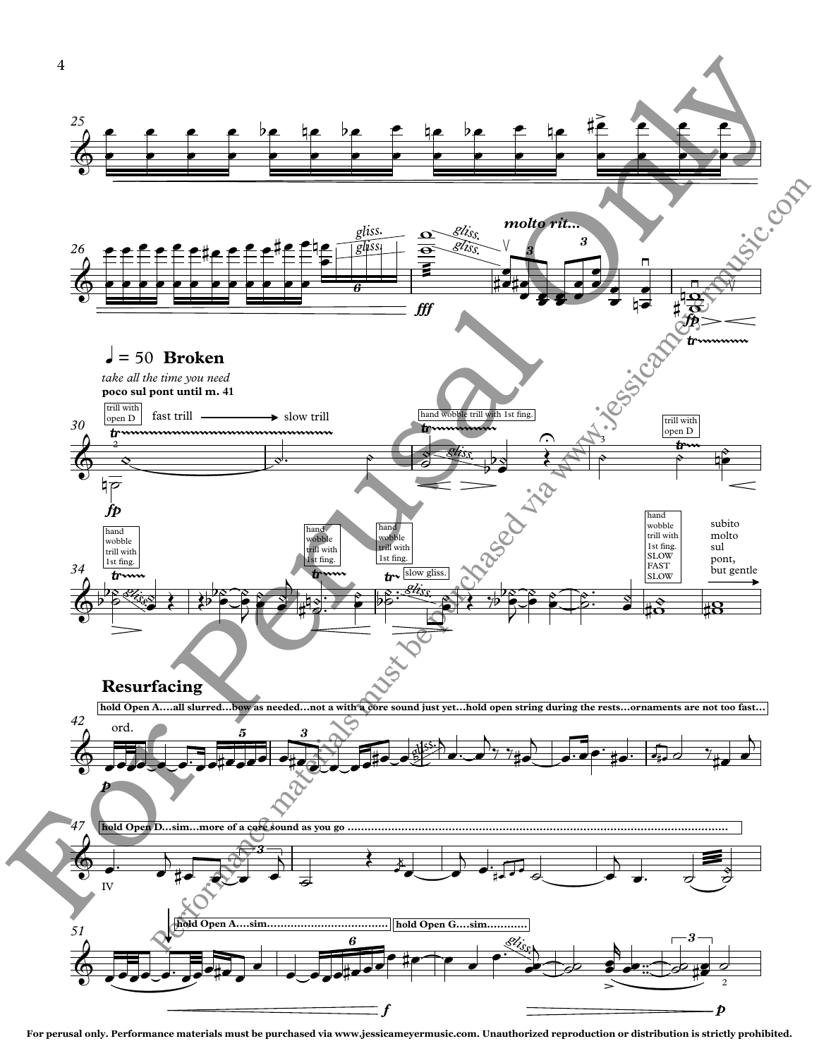**molto rit...**

## ♩ = 50 Broken

*take all the time you need*

**poco sul pont until m. 41**

trill with open D — fast trill ⟶ slow trill

hand wobble trill with 1st fing.

trill with open D

hand wobble trill with 1st fing.

hand wobble trill with 1st fing.

hand wobble trill with 1st fing.

slow gliss.

hand wobble trill with 1st fing. SLOW FAST SLOW

subito molto sul pont, but gentle

## Resurfacing

**hold Open A….all slurred…bow as needed…not a with a core sound just yet…hold open string during the rests…ornaments are not too fast…**

ord.

**hold Open D…sim…more of a core sound as you go ……………………………………………………………………………………………**

**hold Open A….sim………………………………**

**hold Open G….sim…………**

For perusal only. Performance materials must be purchased via www.jessicameyermusic.com. Unauthorized reproduction or distribution is strictly prohibited.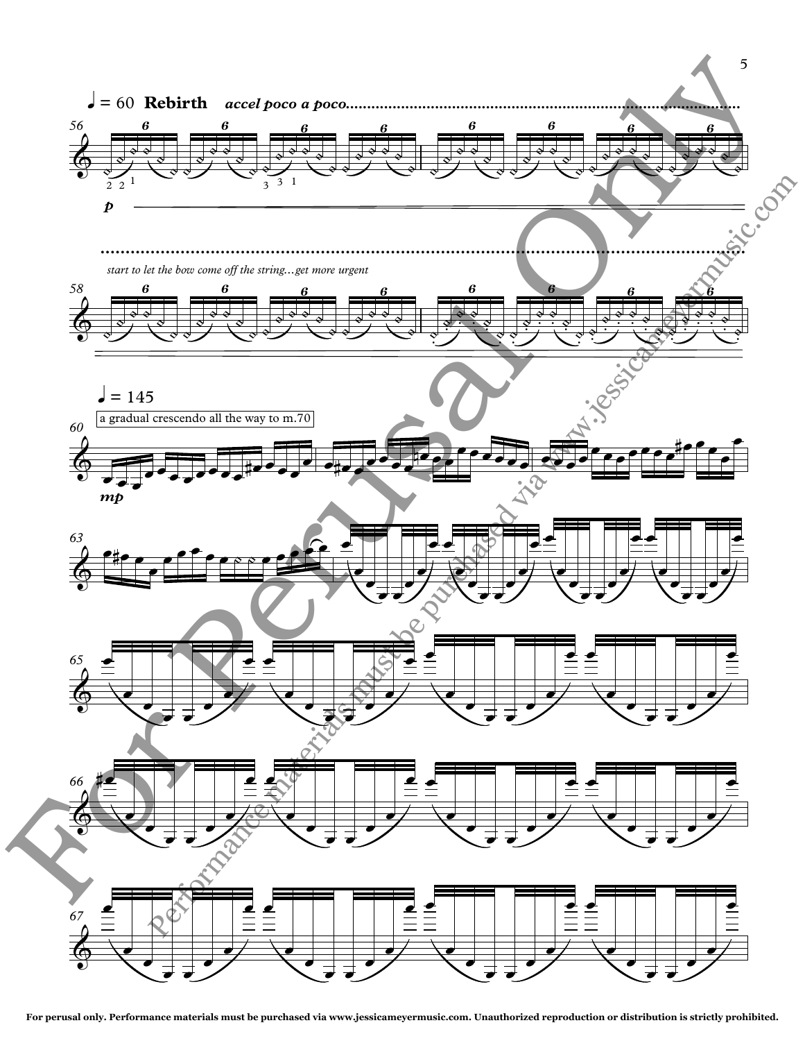♩ = 60 **Rebirth** *accel poco a poco...........................................................................................*

56

*p*

*start to let the bow come off the string...get more urgent*

58

♩ = 145

a gradual crescendo all the way to m.70

60

*mp*

63

65

66

67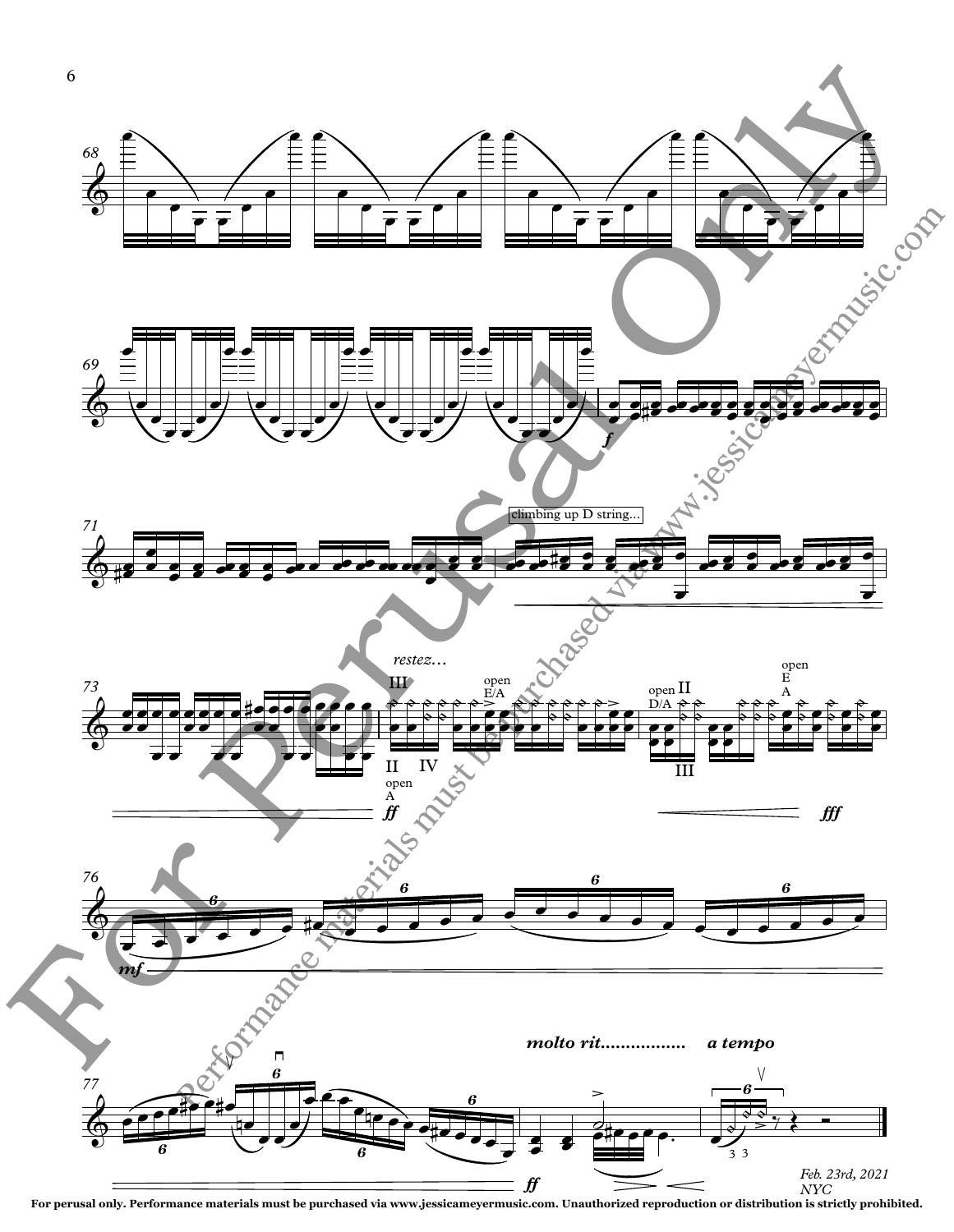climbing up D string...

*restez...*

III

open E/A

open D/A II

open E A

II IV

open A

III

*ff*

*fff*

*mf*

***molto rit.................*** ***a tempo***

*ff*

*Feb. 23rd, 2021*
*NYC*